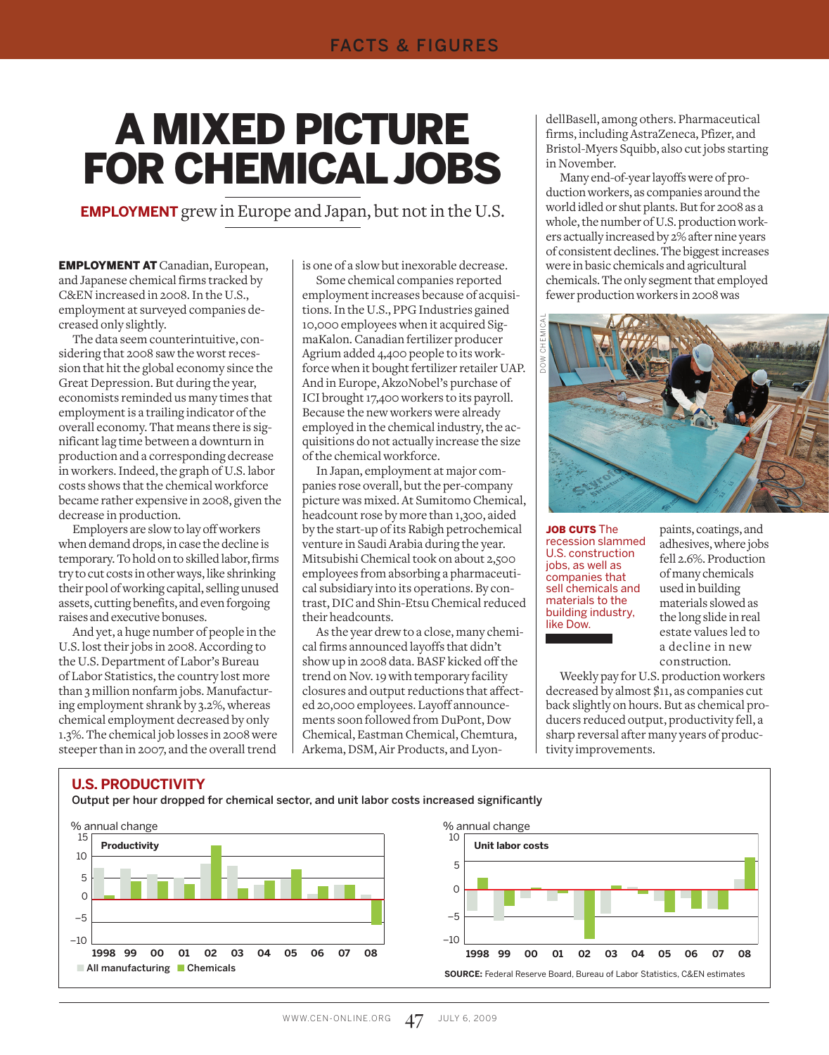# A MIXED PICTURE FOR CHEMICAL JOBS

**EMPLOYMENT** grew in Europe and Japan, but not in the U.S.

**EMPLOYMENT AT** Canadian, European, and Japanese chemical firms tracked by C&EN increased in 2008. In the U.S., employment at surveyed companies decreased only slightly.

The data seem counterintuitive, considering that 2008 saw the worst recession that hit the global economy since the Great Depression. But during the year, economists reminded us many times that employment is a trailing indicator of the overall economy. That means there is significant lag time between a downturn in production and a corresponding decrease in workers. Indeed, the graph of U.S. labor costs shows that the chemical workforce became rather expensive in 2008, given the decrease in production.

Employers are slow to lay off workers when demand drops, in case the decline is temporary. To hold on to skilled labor, firms try to cut costs in other ways, like shrinking their pool of working capital, selling unused assets, cutting benefits, and even forgoing raises and executive bonuses.

And yet, a huge number of people in the U.S. lost their jobs in 2008. According to the U.S. Department of Labor's Bureau of Labor Statistics, the country lost more than 3 million nonfarm jobs. Manufacturing employment shrank by 3.2%, whereas chemical employment decreased by only 1.3%. The chemical job losses in 2008 were steeper than in 2007, and the overall trend is one of a slow but inexorable decrease.

Some chemical companies reported employment increases because of acquisitions. In the U.S., PPG Industries gained 10,000 employees when it acquired SigmaKalon. Canadian fertilizer producer Agrium added 4,400 people to its workforce when it bought fertilizer retailer UAP. And in Europe, AkzoNobel's purchase of ICI brought 17,400 workers to its payroll. Because the new workers were already employed in the chemical industry, the acquisitions do not actually increase the size of the chemical workforce.

In Japan, employment at major companies rose overall, but the per-company picture was mixed. At Sumitomo Chemical, headcount rose by more than 1,300, aided by the start-up of its Rabigh petrochemical venture in Saudi Arabia during the year. Mitsubishi Chemical took on about 2,500 employees from absorbing a pharmaceutical subsidiary into its operations. By contrast, DIC and Shin-Etsu Chemical reduced their headcounts.

As the year drew to a close, many chemical firms announced layoffs that didn't show up in 2008 data. BASF kicked off the trend on Nov. 19 with temporary facility closures and output reductions that affected 20,000 employees. Layoff announcements soon followed from DuPont, Dow Chemical, Eastman Chemical, Chemtura, Arkema, DSM, Air Products, and LyondellBasell, among others. Pharmaceutical firms, including AstraZeneca, Pfizer, and Bristol-Myers Squibb, also cut jobs starting in November.

Many end-of-year layoffs were of production workers, as companies around the world idled or shut plants. But for 2008 as a whole, the number of U.S. production workers actually increased by 2% after nine years of consistent declines. The biggest increases were in basic chemicals and agricultural chemicals. The only segment that employed fewer production workers in 2008 was paints, coatings, and adhesives, where jobs fell 2.6%. Production of many chemicals used in building materials slowed as the long slide in real estate values led to a decline in new construction.

**JOB CUTS** The recession slammed U.S. construction jobs, as well as companies that sell chemicals and materials to the building industry, like Dow.

Weekly pay for U.S. production workers decreased by almost $11, as companies cut back slightly on hours. But as chemical producers reduced output, productivity fell, a sharp reversal after many years of productivity improvements.

## U.S. PRODUCTIVITY

Output per hour dropped for chemical sector, and unit labor costs increased significantly

[Charts: Productivity (% annual change) and Unit labor costs (% annual change), 1998–2008; All manufacturing vs. Chemicals]

**SOURCE:** Federal Reserve Board, Bureau of Labor Statistics, C&EN estimates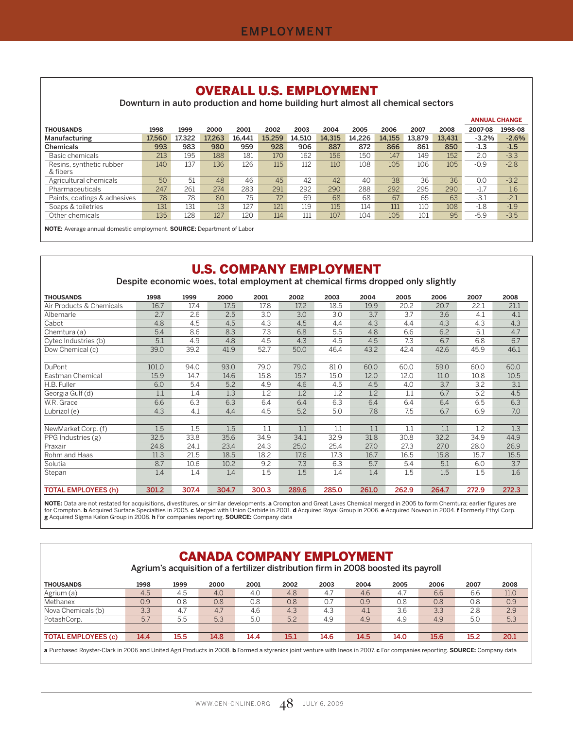# EMPLOYMENT

## OVERALL U.S. EMPLOYMENT

Downturn in auto production and home building hurt almost all chemical sectors

| THOUSANDS | 1998 | 1999 | 2000 | 2001 | 2002 | 2003 | 2004 | 2005 | 2006 | 2007 | 2008 | ANNUAL CHANGE 2007-08 | 1998-08 |
|---|---|---|---|---|---|---|---|---|---|---|---|---|---|
| **Manufacturing** | **17,560** | **17,322** | **17,263** | **16,441** | **15,259** | **14,510** | **14,315** | **14,226** | **14,155** | **13,879** | **13,431** | **-3.2%** | **-2.6%** |
| **Chemicals** | **993** | **983** | **980** | **959** | **928** | **906** | **887** | **872** | **866** | **861** | **850** | **-1.3** | **-1.5** |
| Basic chemicals | 213 | 195 | 188 | 181 | 170 | 162 | 156 | 150 | 147 | 149 | 152 | 2.0 | -3.3 |
| Resins, synthetic rubber & fibers | 140 | 137 | 136 | 126 | 115 | 112 | 110 | 108 | 105 | 106 | 105 | -0.9 | -2.8 |
| Agricultural chemicals | 50 | 51 | 48 | 46 | 45 | 42 | 42 | 40 | 38 | 36 | 36 | 0.0 | -3.2 |
| Pharmaceuticals | 247 | 261 | 274 | 283 | 291 | 292 | 290 | 288 | 292 | 295 | 290 | -1.7 | 1.6 |
| Paints, coatings & adhesives | 78 | 78 | 80 | 75 | 72 | 69 | 68 | 68 | 67 | 65 | 63 | -3.1 | -2.1 |
| Soaps & toiletries | 131 | 131 | 13 | 127 | 121 | 119 | 115 | 114 | 111 | 110 | 108 | -1.8 | -1.9 |
| Other chemicals | 135 | 128 | 127 | 120 | 114 | 111 | 107 | 104 | 105 | 101 | 95 | -5.9 | -3.5 |

**NOTE:** Average annual domestic employment. **SOURCE:** Department of Labor

## U.S. COMPANY EMPLOYMENT

Despite economic woes, total employment at chemical firms dropped only slightly

| THOUSANDS | 1998 | 1999 | 2000 | 2001 | 2002 | 2003 | 2004 | 2005 | 2006 | 2007 | 2008 |
|---|---|---|---|---|---|---|---|---|---|---|---|
| Air Products & Chemicals | 16.7 | 17.4 | 17.5 | 17.8 | 17.2 | 18.5 | 19.9 | 20.2 | 20.7 | 22.1 | 21.1 |
| Albemarle | 2.7 | 2.6 | 2.5 | 3.0 | 3.0 | 3.0 | 3.7 | 3.7 | 3.6 | 4.1 | 4.1 |
| Cabot | 4.8 | 4.5 | 4.5 | 4.3 | 4.5 | 4.4 | 4.3 | 4.4 | 4.3 | 4.3 | 4.3 |
| Chemtura (a) | 5.4 | 8.6 | 8.3 | 7.3 | 6.8 | 5.5 | 4.8 | 6.6 | 6.2 | 5.1 | 4.7 |
| Cytec Industries (b) | 5.1 | 4.9 | 4.8 | 4.5 | 4.3 | 4.5 | 4.5 | 7.3 | 6.7 | 6.8 | 6.7 |
| Dow Chemical (c) | 39.0 | 39.2 | 41.9 | 52.7 | 50.0 | 46.4 | 43.2 | 42.4 | 42.6 | 45.9 | 46.1 |
| DuPont | 101.0 | 94.0 | 93.0 | 79.0 | 79.0 | 81.0 | 60.0 | 60.0 | 59.0 | 60.0 | 60.0 |
| Eastman Chemical | 15.9 | 14.7 | 14.6 | 15.8 | 15.7 | 15.0 | 12.0 | 12.0 | 11.0 | 10.8 | 10.5 |
| H.B. Fuller | 6.0 | 5.4 | 5.2 | 4.9 | 4.6 | 4.5 | 4.5 | 4.0 | 3.7 | 3.2 | 3.1 |
| Georgia Gulf (d) | 1.1 | 1.4 | 1.3 | 1.2 | 1.2 | 1.2 | 1.2 | 1.1 | 6.7 | 5.2 | 4.5 |
| W.R. Grace | 6.6 | 6.3 | 6.3 | 6.4 | 6.4 | 6.3 | 6.4 | 6.4 | 6.4 | 6.5 | 6.3 |
| Lubrizol (e) | 4.3 | 4.1 | 4.4 | 4.5 | 5.2 | 5.0 | 7.8 | 7.5 | 6.7 | 6.9 | 7.0 |
| NewMarket Corp. (f) | 1.5 | 1.5 | 1.5 | 1.1 | 1.1 | 1.1 | 1.1 | 1.1 | 1.1 | 1.2 | 1.3 |
| PPG Industries (g) | 32.5 | 33.8 | 35.6 | 34.9 | 34.1 | 32.9 | 31.8 | 30.8 | 32.2 | 34.9 | 44.9 |
| Praxair | 24.8 | 24.1 | 23.4 | 24.3 | 25.0 | 25.4 | 27.0 | 27.3 | 27.0 | 28.0 | 26.9 |
| Rohm and Haas | 11.3 | 21.5 | 18.5 | 18.2 | 17.6 | 17.3 | 16.7 | 16.5 | 15.8 | 15.7 | 15.5 |
| Solutia | 8.7 | 10.6 | 10.2 | 9.2 | 7.3 | 6.3 | 5.7 | 5.4 | 5.1 | 6.0 | 3.7 |
| Stepan | 1.4 | 1.4 | 1.4 | 1.5 | 1.5 | 1.4 | 1.4 | 1.5 | 1.5 | 1.5 | 1.6 |
| **TOTAL EMPLOYEES (h)** | **301.2** | **307.4** | **304.7** | **300.3** | **289.6** | **285.0** | **261.0** | **262.9** | **264.7** | **272.9** | **272.3** |

**NOTE:** Data are not restated for acquisitions, divestitures, or similar developments. **a** Crompton and Great Lakes Chemical merged in 2005 to form Chemtura; earlier figures are for Crompton. **b** Acquired Surface Specialties in 2005. **c** Merged with Union Carbide in 2001. **d** Acquired Royal Group in 2006. **e** Acquired Noveon in 2004. **f** Formerly Ethyl Corp. **g** Acquired Sigma Kalon Group in 2008. **h** For companies reporting. **SOURCE:** Company data

## CANADA COMPANY EMPLOYMENT

Agrium's acquisition of a fertilizer distribution firm in 2008 boosted its payroll

| THOUSANDS | 1998 | 1999 | 2000 | 2001 | 2002 | 2003 | 2004 | 2005 | 2006 | 2007 | 2008 |
|---|---|---|---|---|---|---|---|---|---|---|---|
| Agrium (a) | 4.5 | 4.5 | 4.0 | 4.0 | 4.8 | 4.7 | 4.6 | 4.7 | 6.6 | 6.6 | 11.0 |
| Methanex | 0.9 | 0.8 | 0.8 | 0.8 | 0.8 | 0.7 | 0.9 | 0.8 | 0.8 | 0.8 | 0.9 |
| Nova Chemicals (b) | 3.3 | 4.7 | 4.7 | 4.6 | 4.3 | 4.3 | 4.1 | 3.6 | 3.3 | 2.8 | 2.9 |
| PotashCorp. | 5.7 | 5.5 | 5.3 | 5.0 | 5.2 | 4.9 | 4.9 | 4.9 | 4.9 | 5.0 | 5.3 |
| **TOTAL EMPLOYEES (c)** | **14.4** | **15.5** | **14.8** | **14.4** | **15.1** | **14.6** | **14.5** | **14.0** | **15.6** | **15.2** | **20.1** |

**a** Purchased Royster-Clark in 2006 and United Agri Products in 2008. **b** Formed a styrenics joint venture with Ineos in 2007. **c** For companies reporting. **SOURCE:** Company data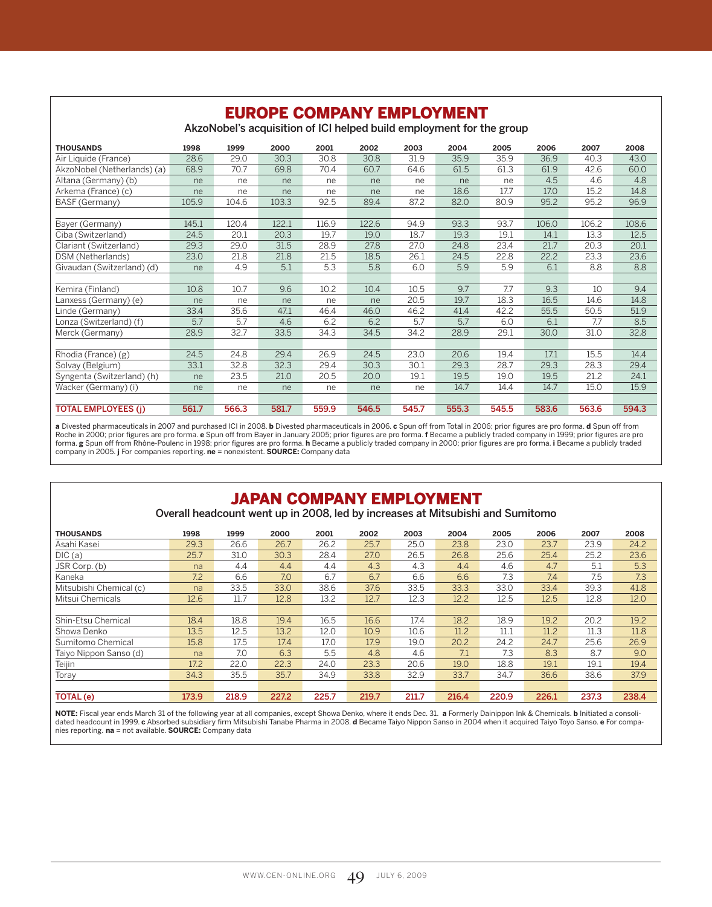## EUROPE COMPANY EMPLOYMENT

AkzoNobel's acquisition of ICI helped build employment for the group

| THOUSANDS | 1998 | 1999 | 2000 | 2001 | 2002 | 2003 | 2004 | 2005 | 2006 | 2007 | 2008 |
|---|---|---|---|---|---|---|---|---|---|---|---|
| Air Liquide (France) | 28.6 | 29.0 | 30.3 | 30.8 | 30.8 | 31.9 | 35.9 | 35.9 | 36.9 | 40.3 | 43.0 |
| AkzoNobel (Netherlands) (a) | 68.9 | 70.7 | 69.8 | 70.4 | 60.7 | 64.6 | 61.5 | 61.3 | 61.9 | 42.6 | 60.0 |
| Altana (Germany) (b) | ne | ne | ne | ne | ne | ne | ne | ne | 4.5 | 4.6 | 4.8 |
| Arkema (France) (c) | ne | ne | ne | ne | ne | ne | 18.6 | 17.7 | 17.0 | 15.2 | 14.8 |
| BASF (Germany) | 105.9 | 104.6 | 103.3 | 92.5 | 89.4 | 87.2 | 82.0 | 80.9 | 95.2 | 95.2 | 96.9 |
| Bayer (Germany) | 145.1 | 120.4 | 122.1 | 116.9 | 122.6 | 94.9 | 93.3 | 93.7 | 106.0 | 106.2 | 108.6 |
| Ciba (Switzerland) | 24.5 | 20.1 | 20.3 | 19.7 | 19.0 | 18.7 | 19.3 | 19.1 | 14.1 | 13.3 | 12.5 |
| Clariant (Switzerland) | 29.3 | 29.0 | 31.5 | 28.9 | 27.8 | 27.0 | 24.8 | 23.4 | 21.7 | 20.3 | 20.1 |
| DSM (Netherlands) | 23.0 | 21.8 | 21.8 | 21.5 | 18.5 | 26.1 | 24.5 | 22.8 | 22.2 | 23.3 | 23.6 |
| Givaudan (Switzerland) (d) | ne | 4.9 | 5.1 | 5.3 | 5.8 | 6.0 | 5.9 | 5.9 | 6.1 | 8.8 | 8.8 |
| Kemira (Finland) | 10.8 | 10.7 | 9.6 | 10.2 | 10.4 | 10.5 | 9.7 | 7.7 | 9.3 | 10 | 9.4 |
| Lanxess (Germany) (e) | ne | ne | ne | ne | ne | 20.5 | 19.7 | 18.3 | 16.5 | 14.6 | 14.8 |
| Linde (Germany) | 33.4 | 35.6 | 47.1 | 46.4 | 46.0 | 46.2 | 41.4 | 42.2 | 55.5 | 50.5 | 51.9 |
| Lonza (Switzerland) (f) | 5.7 | 5.7 | 4.6 | 6.2 | 6.2 | 5.7 | 5.7 | 6.0 | 6.1 | 7.7 | 8.5 |
| Merck (Germany) | 28.9 | 32.7 | 33.5 | 34.3 | 34.5 | 34.2 | 28.9 | 29.1 | 30.0 | 31.0 | 32.8 |
| Rhodia (France) (g) | 24.5 | 24.8 | 29.4 | 26.9 | 24.5 | 23.0 | 20.6 | 19.4 | 17.1 | 15.5 | 14.4 |
| Solvay (Belgium) | 33.1 | 32.8 | 32.3 | 29.4 | 30.3 | 30.1 | 29.3 | 28.7 | 29.3 | 28.3 | 29.4 |
| Syngenta (Switzerland) (h) | ne | 23.5 | 21.0 | 20.5 | 20.0 | 19.1 | 19.5 | 19.0 | 19.5 | 21.2 | 24.1 |
| Wacker (Germany) (i) | ne | ne | ne | ne | ne | ne | 14.7 | 14.4 | 14.7 | 15.0 | 15.9 |
| **TOTAL EMPLOYEES (j)** | **561.7** | **566.3** | **581.7** | **559.9** | **546.5** | **545.7** | **555.3** | **545.5** | **583.6** | **563.6** | **594.3** |

**a** Divested pharmaceuticals in 2007 and purchased ICI in 2008. **b** Divested pharmaceuticals in 2006. **c** Spun off from Total in 2006; prior figures are pro forma. **d** Spun off from Roche in 2000; prior figures are pro forma. **e** Spun off from Bayer in January 2005; prior figures are pro forma. **f** Became a publicly traded company in 1999; prior figures are pro forma. **g** Spun off from Rhône-Poulenc in 1998; prior figures are pro forma. **h** Became a publicly traded company in 2000; prior figures are pro forma. **i** Became a publicly traded company in 2005. **j** For companies reporting. **ne** = nonexistent. **SOURCE:** Company data

## JAPAN COMPANY EMPLOYMENT

Overall headcount went up in 2008, led by increases at Mitsubishi and Sumitomo

| THOUSANDS | 1998 | 1999 | 2000 | 2001 | 2002 | 2003 | 2004 | 2005 | 2006 | 2007 | 2008 |
|---|---|---|---|---|---|---|---|---|---|---|---|
| Asahi Kasei | 29.3 | 26.6 | 26.7 | 26.2 | 25.7 | 25.0 | 23.8 | 23.0 | 23.7 | 23.9 | 24.2 |
| DIC (a) | 25.7 | 31.0 | 30.3 | 28.4 | 27.0 | 26.5 | 26.8 | 25.6 | 25.4 | 25.2 | 23.6 |
| JSR Corp. (b) | na | 4.4 | 4.4 | 4.4 | 4.3 | 4.3 | 4.4 | 4.6 | 4.7 | 5.1 | 5.3 |
| Kaneka | 7.2 | 6.6 | 7.0 | 6.7 | 6.7 | 6.6 | 6.6 | 7.3 | 7.4 | 7.5 | 7.3 |
| Mitsubishi Chemical (c) | na | 33.5 | 33.0 | 38.6 | 37.6 | 33.5 | 33.3 | 33.0 | 33.4 | 39.3 | 41.8 |
| Mitsui Chemicals | 12.6 | 11.7 | 12.8 | 13.2 | 12.7 | 12.3 | 12.2 | 12.5 | 12.5 | 12.8 | 12.0 |
| Shin-Etsu Chemical | 18.4 | 18.8 | 19.4 | 16.5 | 16.6 | 17.4 | 18.2 | 18.9 | 19.2 | 20.2 | 19.2 |
| Showa Denko | 13.5 | 12.5 | 13.2 | 12.0 | 10.9 | 10.6 | 11.2 | 11.1 | 11.2 | 11.3 | 11.8 |
| Sumitomo Chemical | 15.8 | 17.5 | 17.4 | 17.0 | 17.9 | 19.0 | 20.2 | 24.2 | 24.7 | 25.6 | 26.9 |
| Taiyo Nippon Sanso (d) | na | 7.0 | 6.3 | 5.5 | 4.8 | 4.6 | 7.1 | 7.3 | 8.3 | 8.7 | 9.0 |
| Teijin | 17.2 | 22.0 | 22.3 | 24.0 | 23.3 | 20.6 | 19.0 | 18.8 | 19.1 | 19.1 | 19.4 |
| Toray | 34.3 | 35.5 | 35.7 | 34.9 | 33.8 | 32.9 | 33.7 | 34.7 | 36.6 | 38.6 | 37.9 |
| **TOTAL (e)** | **173.9** | **218.9** | **227.2** | **225.7** | **219.7** | **211.7** | **216.4** | **220.9** | **226.1** | **237.3** | **238.4** |

**NOTE:** Fiscal year ends March 31 of the following year at all companies, except Showa Denko, where it ends Dec. 31. **a** Formerly Dainippon Ink & Chemicals. **b** Initiated a consolidated headcount in 1999. **c** Absorbed subsidiary firm Mitsubishi Tanabe Pharma in 2008. **d** Became Taiyo Nippon Sanso in 2004 when it acquired Taiyo Toyo Sanso. **e** For companies reporting. **na** = not available. **SOURCE:** Company data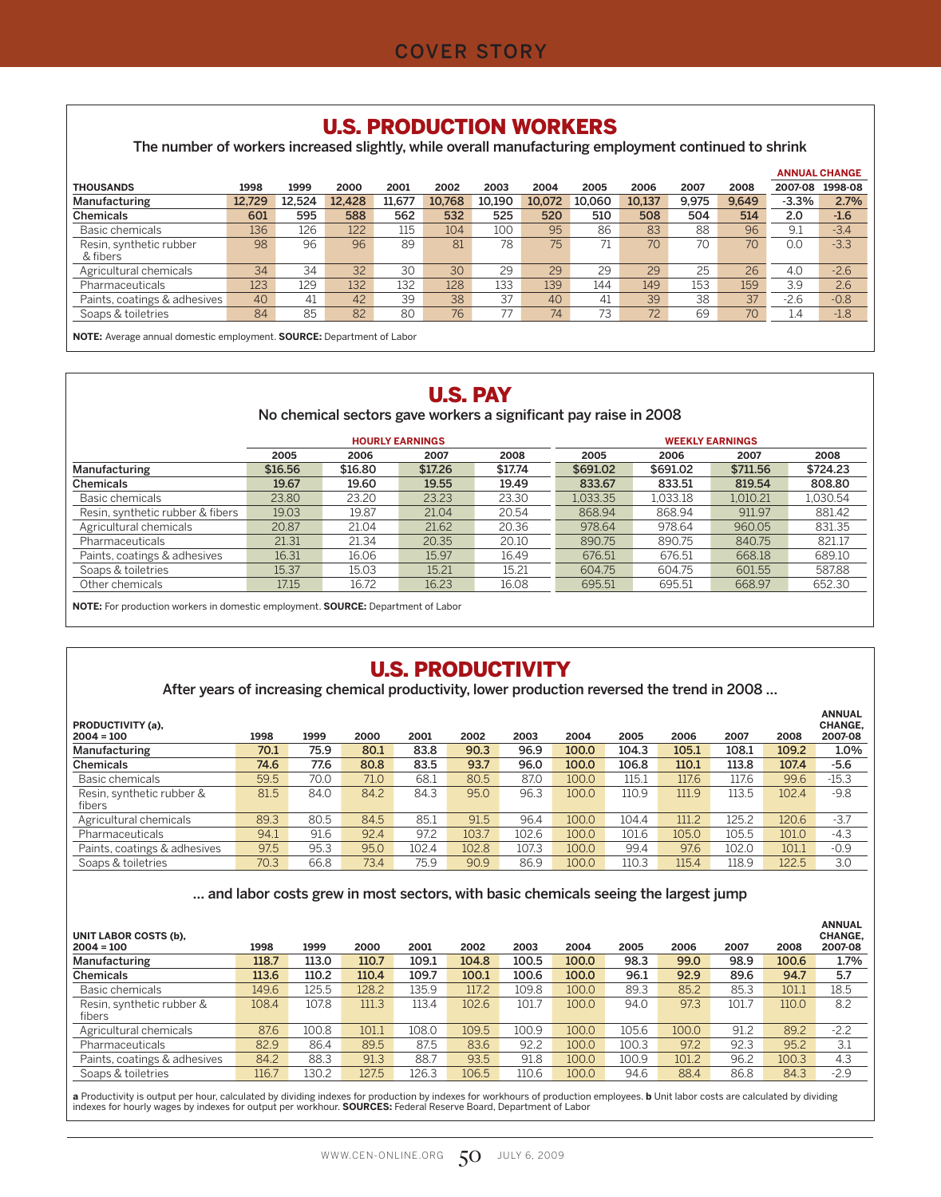## U.S. PRODUCTION WORKERS

The number of workers increased slightly, while overall manufacturing employment continued to shrink

| THOUSANDS | 1998 | 1999 | 2000 | 2001 | 2002 | 2003 | 2004 | 2005 | 2006 | 2007 | 2008 | ANNUAL CHANGE 2007-08 | 1998-08 |
|---|---|---|---|---|---|---|---|---|---|---|---|---|---|
| **Manufacturing** | **12,729** | **12,524** | **12,428** | **11,677** | **10,768** | **10,190** | **10,072** | **10,060** | **10,137** | **9,975** | **9,649** | **-3.3%** | **2.7%** |
| **Chemicals** | **601** | **595** | **588** | **562** | **532** | **525** | **520** | **510** | **508** | **504** | **514** | **2.0** | **-1.6** |
| Basic chemicals | 136 | 126 | 122 | 115 | 104 | 100 | 95 | 86 | 83 | 88 | 96 | 9.1 | -3.4 |
| Resin, synthetic rubber & fibers | 98 | 96 | 96 | 89 | 81 | 78 | 75 | 71 | 70 | 70 | 70 | 0.0 | -3.3 |
| Agricultural chemicals | 34 | 34 | 32 | 30 | 30 | 29 | 29 | 29 | 29 | 25 | 26 | 4.0 | -2.6 |
| Pharmaceuticals | 123 | 129 | 132 | 132 | 128 | 133 | 139 | 144 | 149 | 153 | 159 | 3.9 | 2.6 |
| Paints, coatings & adhesives | 40 | 41 | 42 | 39 | 38 | 37 | 40 | 41 | 39 | 38 | 37 | -2.6 | -0.8 |
| Soaps & toiletries | 84 | 85 | 82 | 80 | 76 | 77 | 74 | 73 | 72 | 69 | 70 | 1.4 | -1.8 |

**NOTE:** Average annual domestic employment. **SOURCE:** Department of Labor

## U.S. PAY

No chemical sectors gave workers a significant pay raise in 2008

| | HOURLY EARNINGS | | | | WEEKLY EARNINGS | | | |
|---|---|---|---|---|---|---|---|---|
| | 2005 | 2006 | 2007 | 2008 | 2005 | 2006 | 2007 | 2008 |
| **Manufacturing** | **$16.56** | **$16.80** | **$17.26** | **$17.74** | **$691.02** | **$691.02** | **$711.56** | **$724.23** |
| **Chemicals** | **19.67** | **19.60** | **19.55** | **19.49** | **833.67** | **833.51** | **819.54** | **808.80** |
| Basic chemicals | 23.80 | 23.20 | 23.23 | 23.30 | 1,033.35 | 1,033.18 | 1,010.21 | 1,030.54 |
| Resin, synthetic rubber & fibers | 19.03 | 19.87 | 21.04 | 20.54 | 868.94 | 868.94 | 911.97 | 881.42 |
| Agricultural chemicals | 20.87 | 21.04 | 21.62 | 20.36 | 978.64 | 978.64 | 960.05 | 831.35 |
| Pharmaceuticals | 21.31 | 21.34 | 20.35 | 20.10 | 890.75 | 890.75 | 840.75 | 821.17 |
| Paints, coatings & adhesives | 16.31 | 16.06 | 15.97 | 16.49 | 676.51 | 676.51 | 668.18 | 689.10 |
| Soaps & toiletries | 15.37 | 15.03 | 15.21 | 15.21 | 604.75 | 604.75 | 601.55 | 587.88 |
| Other chemicals | 17.15 | 16.72 | 16.23 | 16.08 | 695.51 | 695.51 | 668.97 | 652.30 |

**NOTE:** For production workers in domestic employment. **SOURCE:** Department of Labor

## U.S. PRODUCTIVITY

After years of increasing chemical productivity, lower production reversed the trend in 2008 ...

| PRODUCTIVITY (a), 2004 = 100 | 1998 | 1999 | 2000 | 2001 | 2002 | 2003 | 2004 | 2005 | 2006 | 2007 | 2008 | ANNUAL CHANGE, 2007-08 |
|---|---|---|---|---|---|---|---|---|---|---|---|---|
| **Manufacturing** | **70.1** | **75.9** | **80.1** | **83.8** | **90.3** | **96.9** | **100.0** | **104.3** | **105.1** | **108.1** | **109.2** | **1.0%** |
| **Chemicals** | **74.6** | **77.6** | **80.8** | **83.5** | **93.7** | **96.0** | **100.0** | **106.8** | **110.1** | **113.8** | **107.4** | **-5.6** |
| Basic chemicals | 59.5 | 70.0 | 71.0 | 68.1 | 80.5 | 87.0 | 100.0 | 115.1 | 117.6 | 117.6 | 99.6 | -15.3 |
| Resin, synthetic rubber & fibers | 81.5 | 84.0 | 84.2 | 84.3 | 95.0 | 96.3 | 100.0 | 110.9 | 111.9 | 113.5 | 102.4 | -9.8 |
| Agricultural chemicals | 89.3 | 80.5 | 84.5 | 85.1 | 91.5 | 96.4 | 100.0 | 104.4 | 111.2 | 125.2 | 120.6 | -3.7 |
| Pharmaceuticals | 94.1 | 91.6 | 92.4 | 97.2 | 103.7 | 102.6 | 100.0 | 101.6 | 105.0 | 105.5 | 101.0 | -4.3 |
| Paints, coatings & adhesives | 97.5 | 95.3 | 95.0 | 102.4 | 102.8 | 107.3 | 100.0 | 99.4 | 97.6 | 102.0 | 101.1 | -0.9 |
| Soaps & toiletries | 70.3 | 66.8 | 73.4 | 75.9 | 90.9 | 86.9 | 100.0 | 110.3 | 115.4 | 118.9 | 122.5 | 3.0 |

... and labor costs grew in most sectors, with basic chemicals seeing the largest jump

| UNIT LABOR COSTS (b), 2004 = 100 | 1998 | 1999 | 2000 | 2001 | 2002 | 2003 | 2004 | 2005 | 2006 | 2007 | 2008 | ANNUAL CHANGE, 2007-08 |
|---|---|---|---|---|---|---|---|---|---|---|---|---|
| **Manufacturing** | **118.7** | **113.0** | **110.7** | **109.1** | **104.8** | **100.5** | **100.0** | **98.3** | **99.0** | **98.9** | **100.6** | **1.7%** |
| **Chemicals** | **113.6** | **110.2** | **110.4** | **109.7** | **100.1** | **100.6** | **100.0** | **96.1** | **92.9** | **89.6** | **94.7** | **5.7** |
| Basic chemicals | 149.6 | 125.5 | 128.2 | 135.9 | 117.2 | 109.8 | 100.0 | 89.3 | 85.2 | 85.3 | 101.1 | 18.5 |
| Resin, synthetic rubber & fibers | 108.4 | 107.8 | 111.3 | 113.4 | 102.6 | 101.7 | 100.0 | 94.0 | 97.3 | 101.7 | 110.0 | 8.2 |
| Agricultural chemicals | 87.6 | 100.8 | 101.1 | 108.0 | 109.5 | 100.9 | 100.0 | 105.6 | 100.0 | 91.2 | 89.2 | -2.2 |
| Pharmaceuticals | 82.9 | 86.4 | 89.5 | 87.5 | 83.6 | 92.2 | 100.0 | 100.3 | 97.2 | 92.3 | 95.2 | 3.1 |
| Paints, coatings & adhesives | 84.2 | 88.3 | 91.3 | 88.7 | 93.5 | 91.8 | 100.0 | 100.9 | 101.2 | 96.2 | 100.3 | 4.3 |
| Soaps & toiletries | 116.7 | 130.2 | 127.5 | 126.3 | 106.5 | 110.6 | 100.0 | 94.6 | 88.4 | 86.8 | 84.3 | -2.9 |

**a** Productivity is output per hour, calculated by dividing indexes for production by indexes for workhours of production employees. **b** Unit labor costs are calculated by dividing indexes for hourly wages by indexes for output per workhour. **SOURCES:** Federal Reserve Board, Department of Labor